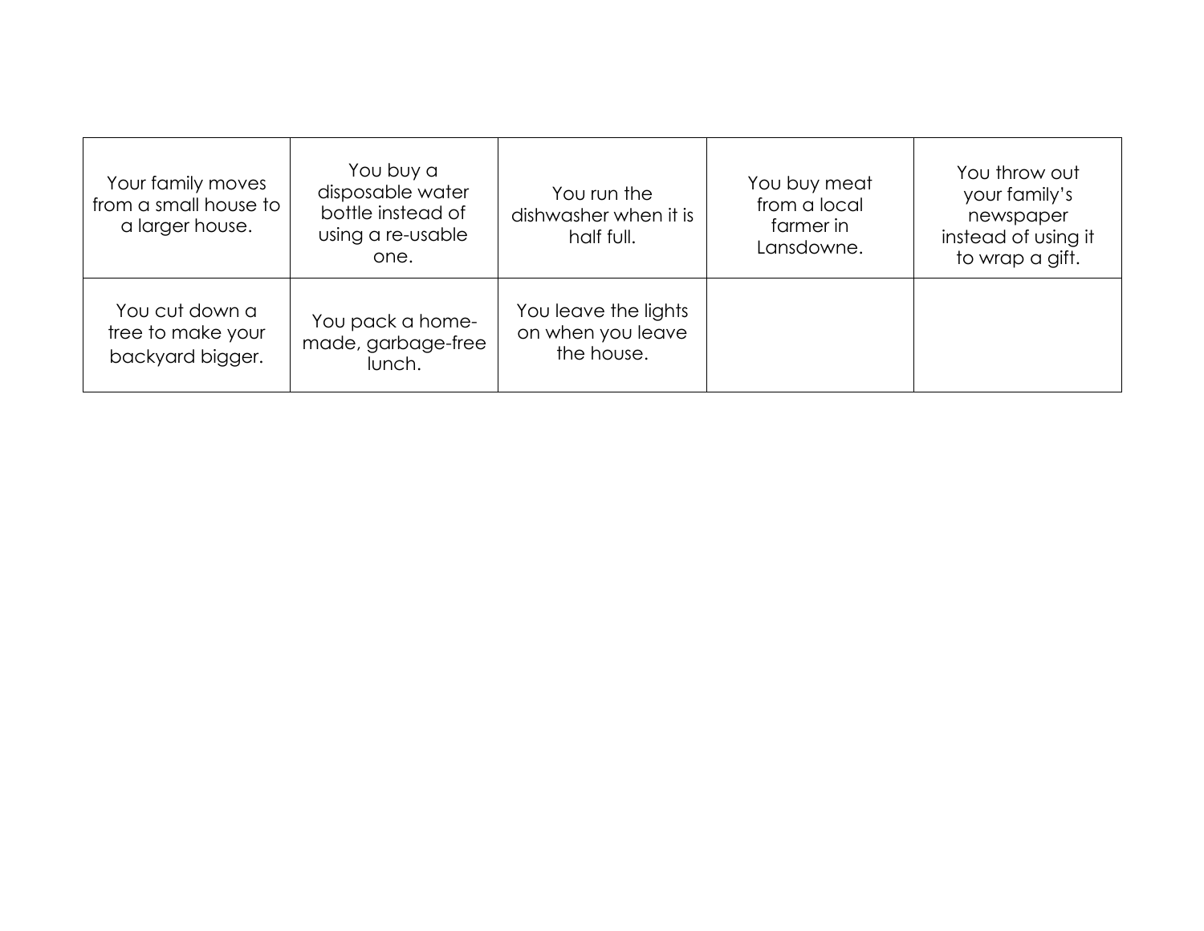| | | | | |
|---|---|---|---|---|
| Your family moves from a small house to a larger house. | You buy a disposable water bottle instead of using a re-usable one. | You run the dishwasher when it is half full. | You buy meat from a local farmer in Lansdowne. | You throw out your family's newspaper instead of using it to wrap a gift. |
| You cut down a tree to make your backyard bigger. | You pack a home-made, garbage-free lunch. | You leave the lights on when you leave the house. | | |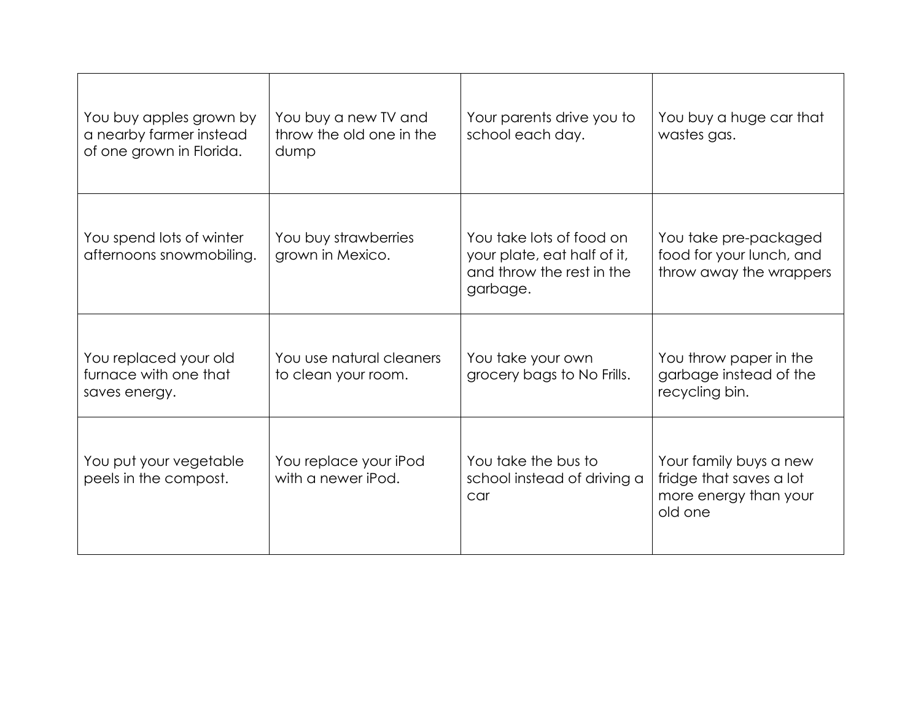| | | | |
|---|---|---|---|
| You buy apples grown by a nearby farmer instead of one grown in Florida. | You buy a new TV and throw the old one in the dump | Your parents drive you to school each day. | You buy a huge car that wastes gas. |
| You spend lots of winter afternoons snowmobiling. | You buy strawberries grown in Mexico. | You take lots of food on your plate, eat half of it, and throw the rest in the garbage. | You take pre-packaged food for your lunch, and throw away the wrappers |
| You replaced your old furnace with one that saves energy. | You use natural cleaners to clean your room. | You take your own grocery bags to No Frills. | You throw paper in the garbage instead of the recycling bin. |
| You put your vegetable peels in the compost. | You replace your iPod with a newer iPod. | You take the bus to school instead of driving a car | Your family buys a new fridge that saves a lot more energy than your old one |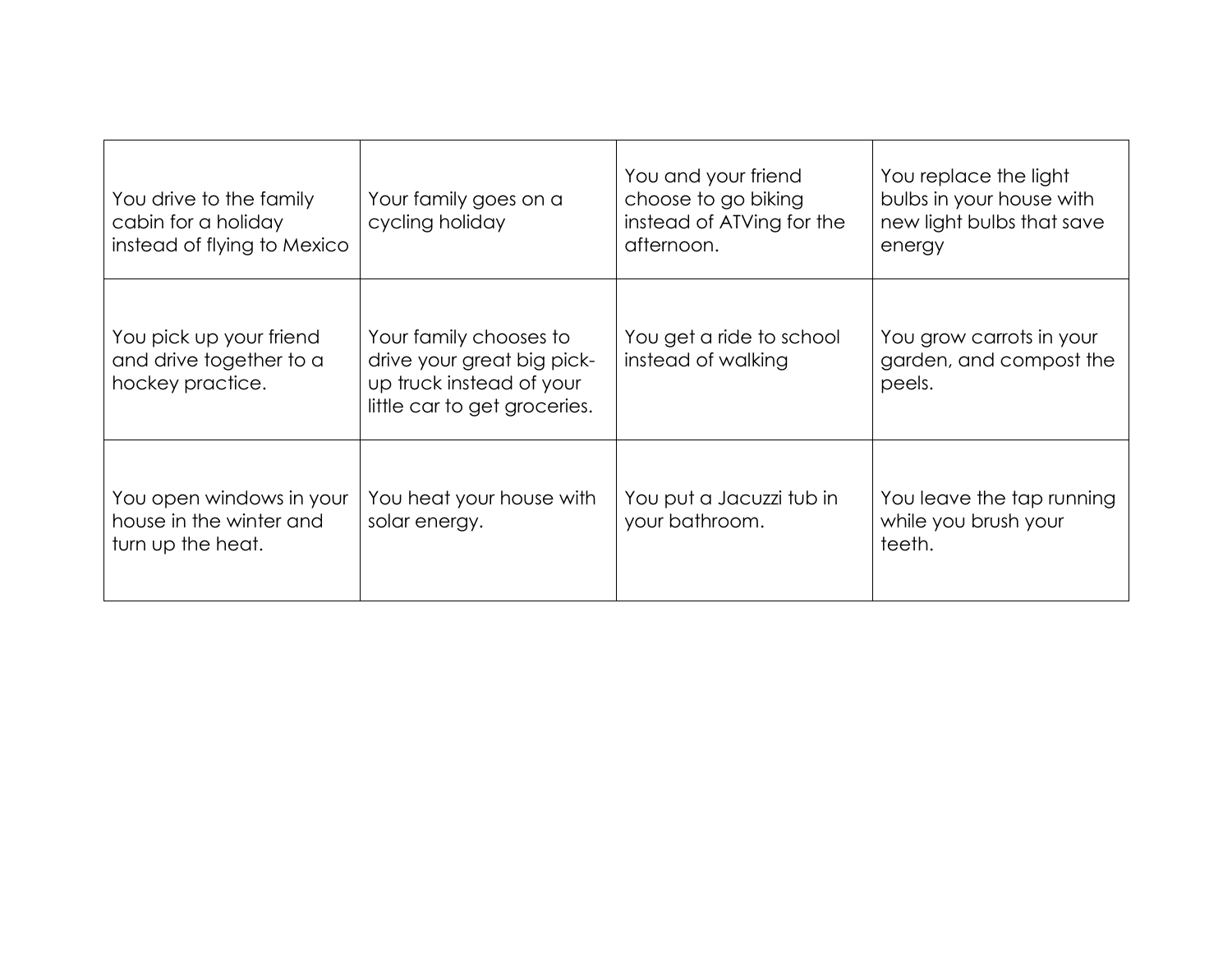| | | | |
|---|---|---|---|
| You drive to the family cabin for a holiday instead of flying to Mexico | Your family goes on a cycling holiday | You and your friend choose to go biking instead of ATVing for the afternoon. | You replace the light bulbs in your house with new light bulbs that save energy |
| You pick up your friend and drive together to a hockey practice. | Your family chooses to drive your great big pick-up truck instead of your little car to get groceries. | You get a ride to school instead of walking | You grow carrots in your garden, and compost the peels. |
| You open windows in your house in the winter and turn up the heat. | You heat your house with solar energy. | You put a Jacuzzi tub in your bathroom. | You leave the tap running while you brush your teeth. |